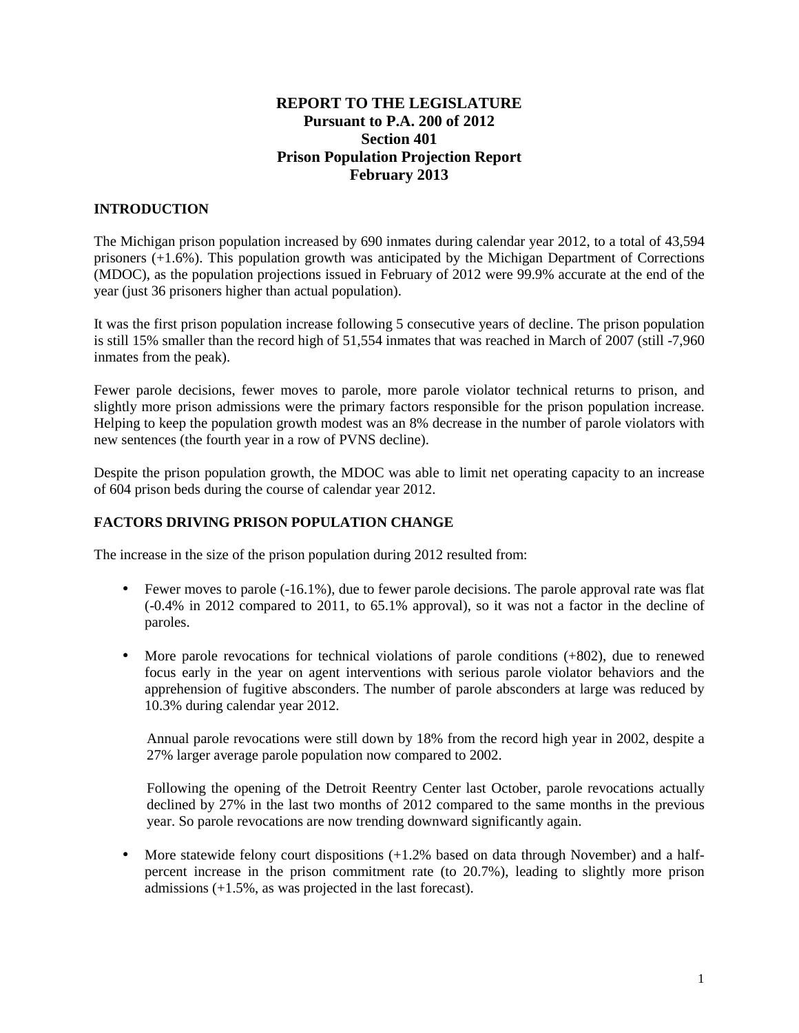# REPORT TO THE LEGISLATURE
## Pursuant to P.A. 200 of 2012
## Section 401
## Prison Population Projection Report
## February 2013

### INTRODUCTION

The Michigan prison population increased by 690 inmates during calendar year 2012, to a total of 43,594 prisoners (+1.6%). This population growth was anticipated by the Michigan Department of Corrections (MDOC), as the population projections issued in February of 2012 were 99.9% accurate at the end of the year (just 36 prisoners higher than actual population).

It was the first prison population increase following 5 consecutive years of decline. The prison population is still 15% smaller than the record high of 51,554 inmates that was reached in March of 2007 (still -7,960 inmates from the peak).

Fewer parole decisions, fewer moves to parole, more parole violator technical returns to prison, and slightly more prison admissions were the primary factors responsible for the prison population increase. Helping to keep the population growth modest was an 8% decrease in the number of parole violators with new sentences (the fourth year in a row of PVNS decline).

Despite the prison population growth, the MDOC was able to limit net operating capacity to an increase of 604 prison beds during the course of calendar year 2012.

### FACTORS DRIVING PRISON POPULATION CHANGE

The increase in the size of the prison population during 2012 resulted from:

- Fewer moves to parole (-16.1%), due to fewer parole decisions. The parole approval rate was flat (-0.4% in 2012 compared to 2011, to 65.1% approval), so it was not a factor in the decline of paroles.

- More parole revocations for technical violations of parole conditions (+802), due to renewed focus early in the year on agent interventions with serious parole violator behaviors and the apprehension of fugitive absconders. The number of parole absconders at large was reduced by 10.3% during calendar year 2012.

  Annual parole revocations were still down by 18% from the record high year in 2002, despite a 27% larger average parole population now compared to 2002.

  Following the opening of the Detroit Reentry Center last October, parole revocations actually declined by 27% in the last two months of 2012 compared to the same months in the previous year. So parole revocations are now trending downward significantly again.

- More statewide felony court dispositions (+1.2% based on data through November) and a half-percent increase in the prison commitment rate (to 20.7%), leading to slightly more prison admissions (+1.5%, as was projected in the last forecast).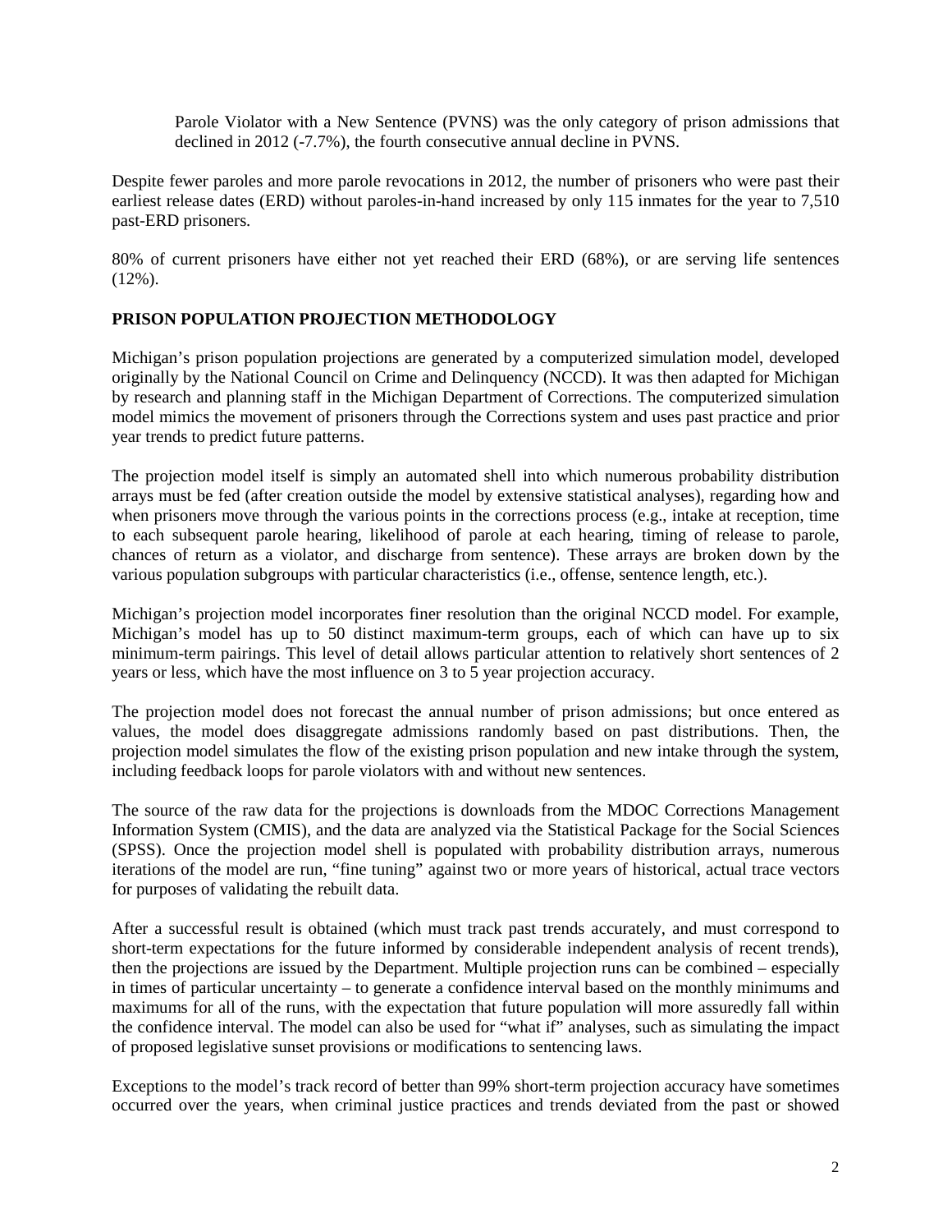Parole Violator with a New Sentence (PVNS) was the only category of prison admissions that declined in 2012 (-7.7%), the fourth consecutive annual decline in PVNS.

Despite fewer paroles and more parole revocations in 2012, the number of prisoners who were past their earliest release dates (ERD) without paroles-in-hand increased by only 115 inmates for the year to 7,510 past-ERD prisoners.

80% of current prisoners have either not yet reached their ERD (68%), or are serving life sentences (12%).

## PRISON POPULATION PROJECTION METHODOLOGY

Michigan's prison population projections are generated by a computerized simulation model, developed originally by the National Council on Crime and Delinquency (NCCD). It was then adapted for Michigan by research and planning staff in the Michigan Department of Corrections. The computerized simulation model mimics the movement of prisoners through the Corrections system and uses past practice and prior year trends to predict future patterns.

The projection model itself is simply an automated shell into which numerous probability distribution arrays must be fed (after creation outside the model by extensive statistical analyses), regarding how and when prisoners move through the various points in the corrections process (e.g., intake at reception, time to each subsequent parole hearing, likelihood of parole at each hearing, timing of release to parole, chances of return as a violator, and discharge from sentence). These arrays are broken down by the various population subgroups with particular characteristics (i.e., offense, sentence length, etc.).

Michigan's projection model incorporates finer resolution than the original NCCD model. For example, Michigan's model has up to 50 distinct maximum-term groups, each of which can have up to six minimum-term pairings. This level of detail allows particular attention to relatively short sentences of 2 years or less, which have the most influence on 3 to 5 year projection accuracy.

The projection model does not forecast the annual number of prison admissions; but once entered as values, the model does disaggregate admissions randomly based on past distributions. Then, the projection model simulates the flow of the existing prison population and new intake through the system, including feedback loops for parole violators with and without new sentences.

The source of the raw data for the projections is downloads from the MDOC Corrections Management Information System (CMIS), and the data are analyzed via the Statistical Package for the Social Sciences (SPSS). Once the projection model shell is populated with probability distribution arrays, numerous iterations of the model are run, "fine tuning" against two or more years of historical, actual trace vectors for purposes of validating the rebuilt data.

After a successful result is obtained (which must track past trends accurately, and must correspond to short-term expectations for the future informed by considerable independent analysis of recent trends), then the projections are issued by the Department. Multiple projection runs can be combined – especially in times of particular uncertainty – to generate a confidence interval based on the monthly minimums and maximums for all of the runs, with the expectation that future population will more assuredly fall within the confidence interval. The model can also be used for "what if" analyses, such as simulating the impact of proposed legislative sunset provisions or modifications to sentencing laws.

Exceptions to the model's track record of better than 99% short-term projection accuracy have sometimes occurred over the years, when criminal justice practices and trends deviated from the past or showed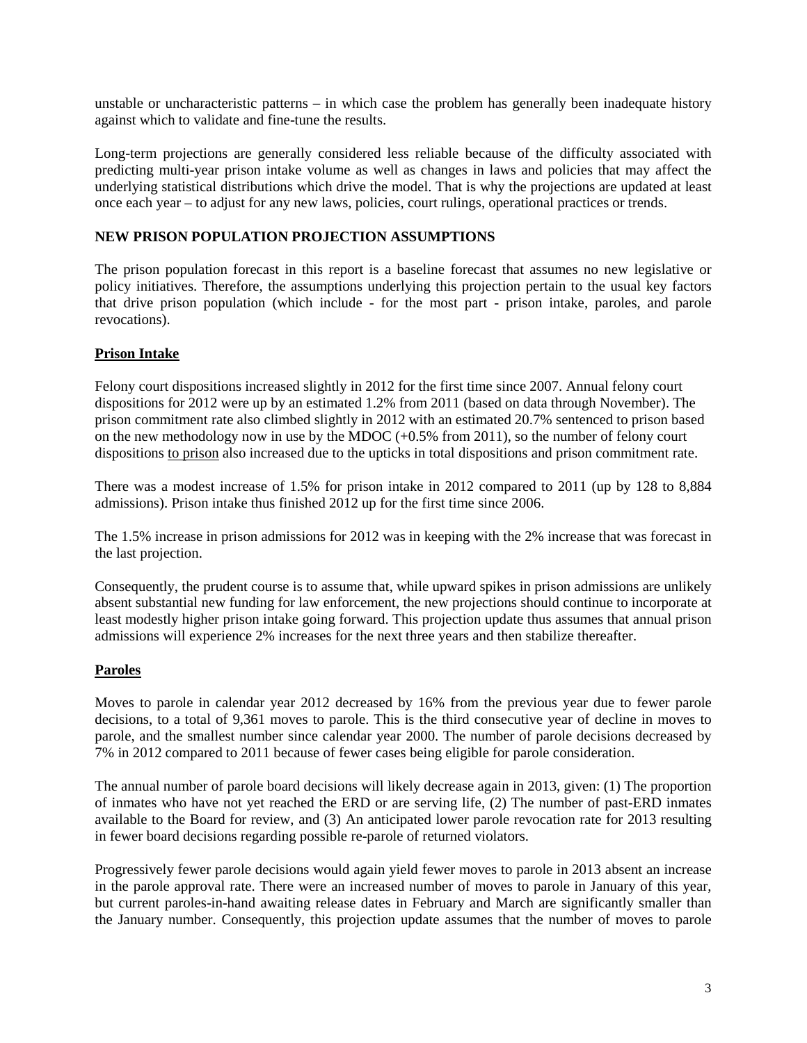unstable or uncharacteristic patterns – in which case the problem has generally been inadequate history against which to validate and fine-tune the results.

Long-term projections are generally considered less reliable because of the difficulty associated with predicting multi-year prison intake volume as well as changes in laws and policies that may affect the underlying statistical distributions which drive the model. That is why the projections are updated at least once each year – to adjust for any new laws, policies, court rulings, operational practices or trends.

## NEW PRISON POPULATION PROJECTION ASSUMPTIONS

The prison population forecast in this report is a baseline forecast that assumes no new legislative or policy initiatives. Therefore, the assumptions underlying this projection pertain to the usual key factors that drive prison population (which include - for the most part - prison intake, paroles, and parole revocations).

### Prison Intake

Felony court dispositions increased slightly in 2012 for the first time since 2007. Annual felony court dispositions for 2012 were up by an estimated 1.2% from 2011 (based on data through November). The prison commitment rate also climbed slightly in 2012 with an estimated 20.7% sentenced to prison based on the new methodology now in use by the MDOC (+0.5% from 2011), so the number of felony court dispositions to prison also increased due to the upticks in total dispositions and prison commitment rate.

There was a modest increase of 1.5% for prison intake in 2012 compared to 2011 (up by 128 to 8,884 admissions). Prison intake thus finished 2012 up for the first time since 2006.

The 1.5% increase in prison admissions for 2012 was in keeping with the 2% increase that was forecast in the last projection.

Consequently, the prudent course is to assume that, while upward spikes in prison admissions are unlikely absent substantial new funding for law enforcement, the new projections should continue to incorporate at least modestly higher prison intake going forward. This projection update thus assumes that annual prison admissions will experience 2% increases for the next three years and then stabilize thereafter.

### Paroles

Moves to parole in calendar year 2012 decreased by 16% from the previous year due to fewer parole decisions, to a total of 9,361 moves to parole. This is the third consecutive year of decline in moves to parole, and the smallest number since calendar year 2000. The number of parole decisions decreased by 7% in 2012 compared to 2011 because of fewer cases being eligible for parole consideration.

The annual number of parole board decisions will likely decrease again in 2013, given: (1) The proportion of inmates who have not yet reached the ERD or are serving life, (2) The number of past-ERD inmates available to the Board for review, and (3) An anticipated lower parole revocation rate for 2013 resulting in fewer board decisions regarding possible re-parole of returned violators.

Progressively fewer parole decisions would again yield fewer moves to parole in 2013 absent an increase in the parole approval rate. There were an increased number of moves to parole in January of this year, but current paroles-in-hand awaiting release dates in February and March are significantly smaller than the January number. Consequently, this projection update assumes that the number of moves to parole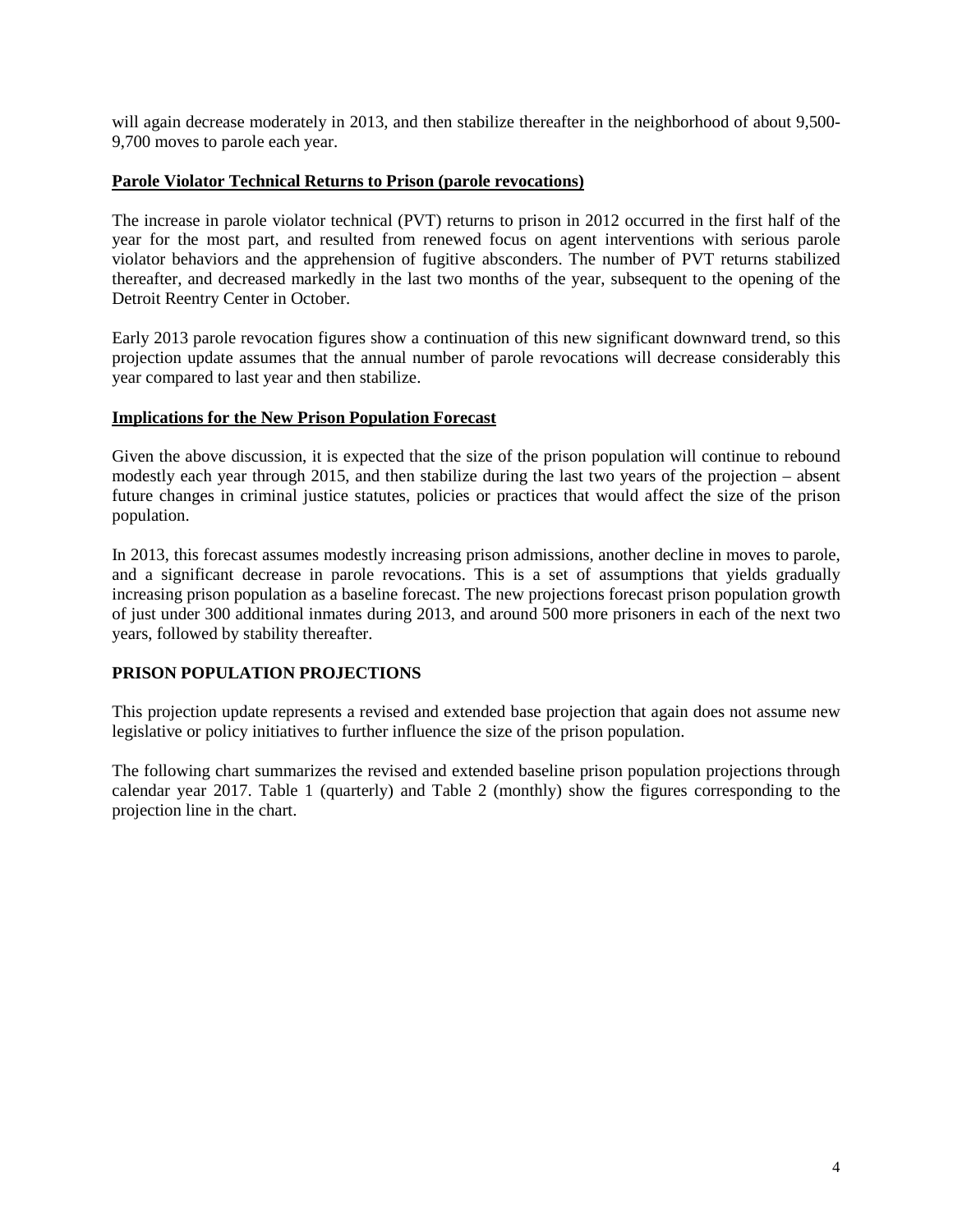will again decrease moderately in 2013, and then stabilize thereafter in the neighborhood of about 9,500-9,700 moves to parole each year.

**Parole Violator Technical Returns to Prison (parole revocations)**

The increase in parole violator technical (PVT) returns to prison in 2012 occurred in the first half of the year for the most part, and resulted from renewed focus on agent interventions with serious parole violator behaviors and the apprehension of fugitive absconders. The number of PVT returns stabilized thereafter, and decreased markedly in the last two months of the year, subsequent to the opening of the Detroit Reentry Center in October.

Early 2013 parole revocation figures show a continuation of this new significant downward trend, so this projection update assumes that the annual number of parole revocations will decrease considerably this year compared to last year and then stabilize.

**Implications for the New Prison Population Forecast**

Given the above discussion, it is expected that the size of the prison population will continue to rebound modestly each year through 2015, and then stabilize during the last two years of the projection – absent future changes in criminal justice statutes, policies or practices that would affect the size of the prison population.

In 2013, this forecast assumes modestly increasing prison admissions, another decline in moves to parole, and a significant decrease in parole revocations. This is a set of assumptions that yields gradually increasing prison population as a baseline forecast. The new projections forecast prison population growth of just under 300 additional inmates during 2013, and around 500 more prisoners in each of the next two years, followed by stability thereafter.

## PRISON POPULATION PROJECTIONS

This projection update represents a revised and extended base projection that again does not assume new legislative or policy initiatives to further influence the size of the prison population.

The following chart summarizes the revised and extended baseline prison population projections through calendar year 2017. Table 1 (quarterly) and Table 2 (monthly) show the figures corresponding to the projection line in the chart.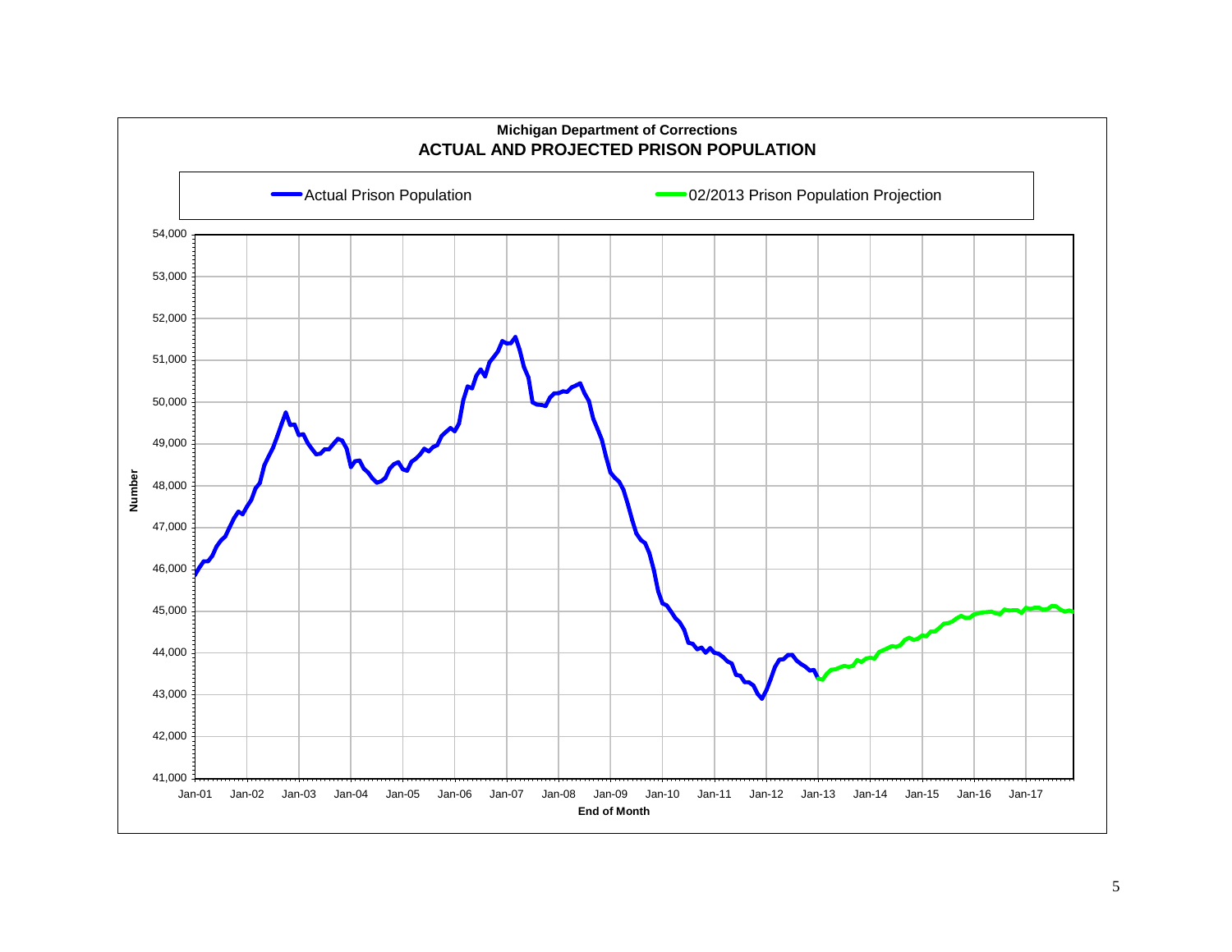**Michigan Department of Corrections**

**ACTUAL AND PROJECTED PRISON POPULATION**

Actual Prison Population

02/2013 Prison Population Projection

Number

54,000
53,000
52,000
51,000
50,000
49,000
48,000
47,000
46,000
45,000
44,000
43,000
42,000
41,000

Jan-01 Jan-02 Jan-03 Jan-04 Jan-05 Jan-06 Jan-07 Jan-08 Jan-09 Jan-10 Jan-11 Jan-12 Jan-13 Jan-14 Jan-15 Jan-16 Jan-17

**End of Month**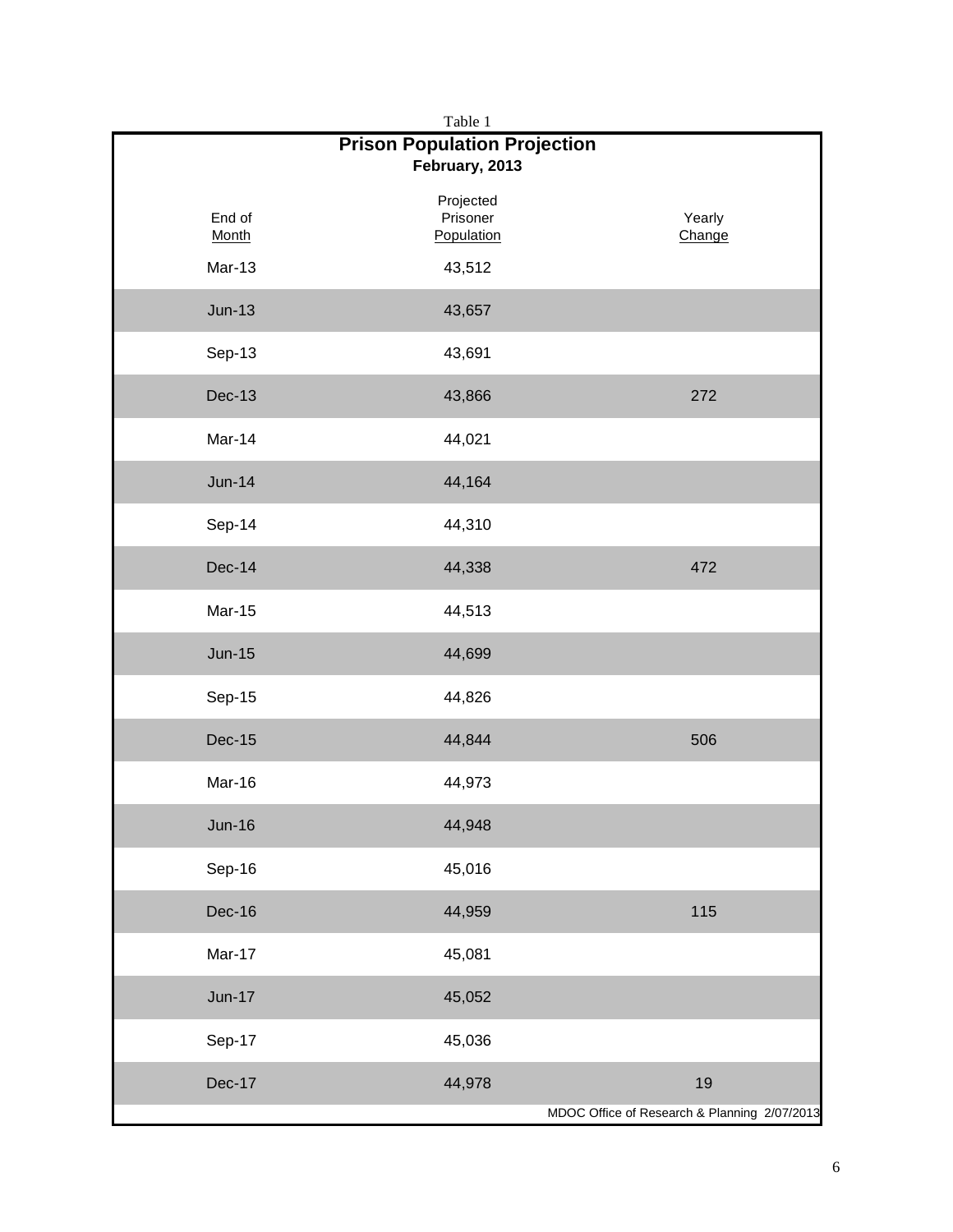Table 1

## Prison Population Projection

**February, 2013**

| End of Month | Projected Prisoner Population | Yearly Change |
|---|---|---|
| Mar-13 | 43,512 | |
| Jun-13 | 43,657 | |
| Sep-13 | 43,691 | |
| Dec-13 | 43,866 | 272 |
| Mar-14 | 44,021 | |
| Jun-14 | 44,164 | |
| Sep-14 | 44,310 | |
| Dec-14 | 44,338 | 472 |
| Mar-15 | 44,513 | |
| Jun-15 | 44,699 | |
| Sep-15 | 44,826 | |
| Dec-15 | 44,844 | 506 |
| Mar-16 | 44,973 | |
| Jun-16 | 44,948 | |
| Sep-16 | 45,016 | |
| Dec-16 | 44,959 | 115 |
| Mar-17 | 45,081 | |
| Jun-17 | 45,052 | |
| Sep-17 | 45,036 | |
| Dec-17 | 44,978 | 19 |

MDOC Office of Research & Planning 2/07/2013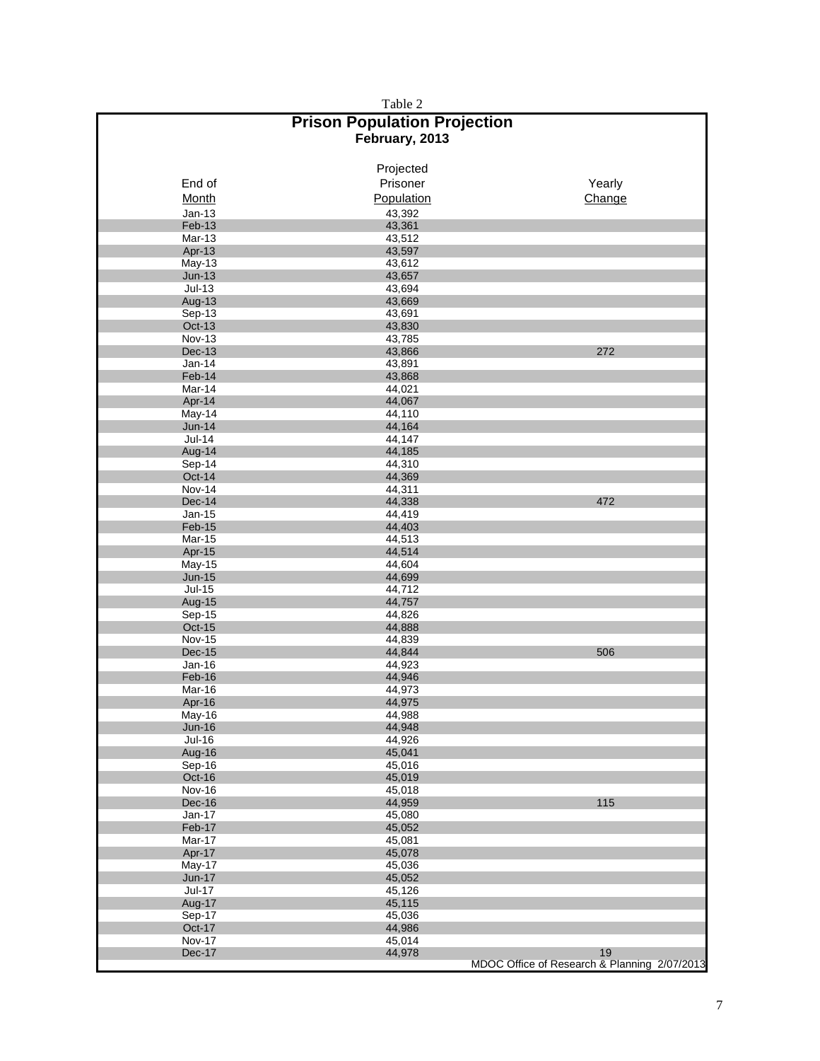Table 2

## Prison Population Projection

**February, 2013**

| End of Month | Projected Prisoner Population | Yearly Change |
|---|---|---|
| Jan-13 | 43,392 | |
| Feb-13 | 43,361 | |
| Mar-13 | 43,512 | |
| Apr-13 | 43,597 | |
| May-13 | 43,612 | |
| Jun-13 | 43,657 | |
| Jul-13 | 43,694 | |
| Aug-13 | 43,669 | |
| Sep-13 | 43,691 | |
| Oct-13 | 43,830 | |
| Nov-13 | 43,785 | |
| Dec-13 | 43,866 | 272 |
| Jan-14 | 43,891 | |
| Feb-14 | 43,868 | |
| Mar-14 | 44,021 | |
| Apr-14 | 44,067 | |
| May-14 | 44,110 | |
| Jun-14 | 44,164 | |
| Jul-14 | 44,147 | |
| Aug-14 | 44,185 | |
| Sep-14 | 44,310 | |
| Oct-14 | 44,369 | |
| Nov-14 | 44,311 | |
| Dec-14 | 44,338 | 472 |
| Jan-15 | 44,419 | |
| Feb-15 | 44,403 | |
| Mar-15 | 44,513 | |
| Apr-15 | 44,514 | |
| May-15 | 44,604 | |
| Jun-15 | 44,699 | |
| Jul-15 | 44,712 | |
| Aug-15 | 44,757 | |
| Sep-15 | 44,826 | |
| Oct-15 | 44,888 | |
| Nov-15 | 44,839 | |
| Dec-15 | 44,844 | 506 |
| Jan-16 | 44,923 | |
| Feb-16 | 44,946 | |
| Mar-16 | 44,973 | |
| Apr-16 | 44,975 | |
| May-16 | 44,988 | |
| Jun-16 | 44,948 | |
| Jul-16 | 44,926 | |
| Aug-16 | 45,041 | |
| Sep-16 | 45,016 | |
| Oct-16 | 45,019 | |
| Nov-16 | 45,018 | |
| Dec-16 | 44,959 | 115 |
| Jan-17 | 45,080 | |
| Feb-17 | 45,052 | |
| Mar-17 | 45,081 | |
| Apr-17 | 45,078 | |
| May-17 | 45,036 | |
| Jun-17 | 45,052 | |
| Jul-17 | 45,126 | |
| Aug-17 | 45,115 | |
| Sep-17 | 45,036 | |
| Oct-17 | 44,986 | |
| Nov-17 | 45,014 | |
| Dec-17 | 44,978 | 19 |

MDOC Office of Research & Planning 2/07/2013